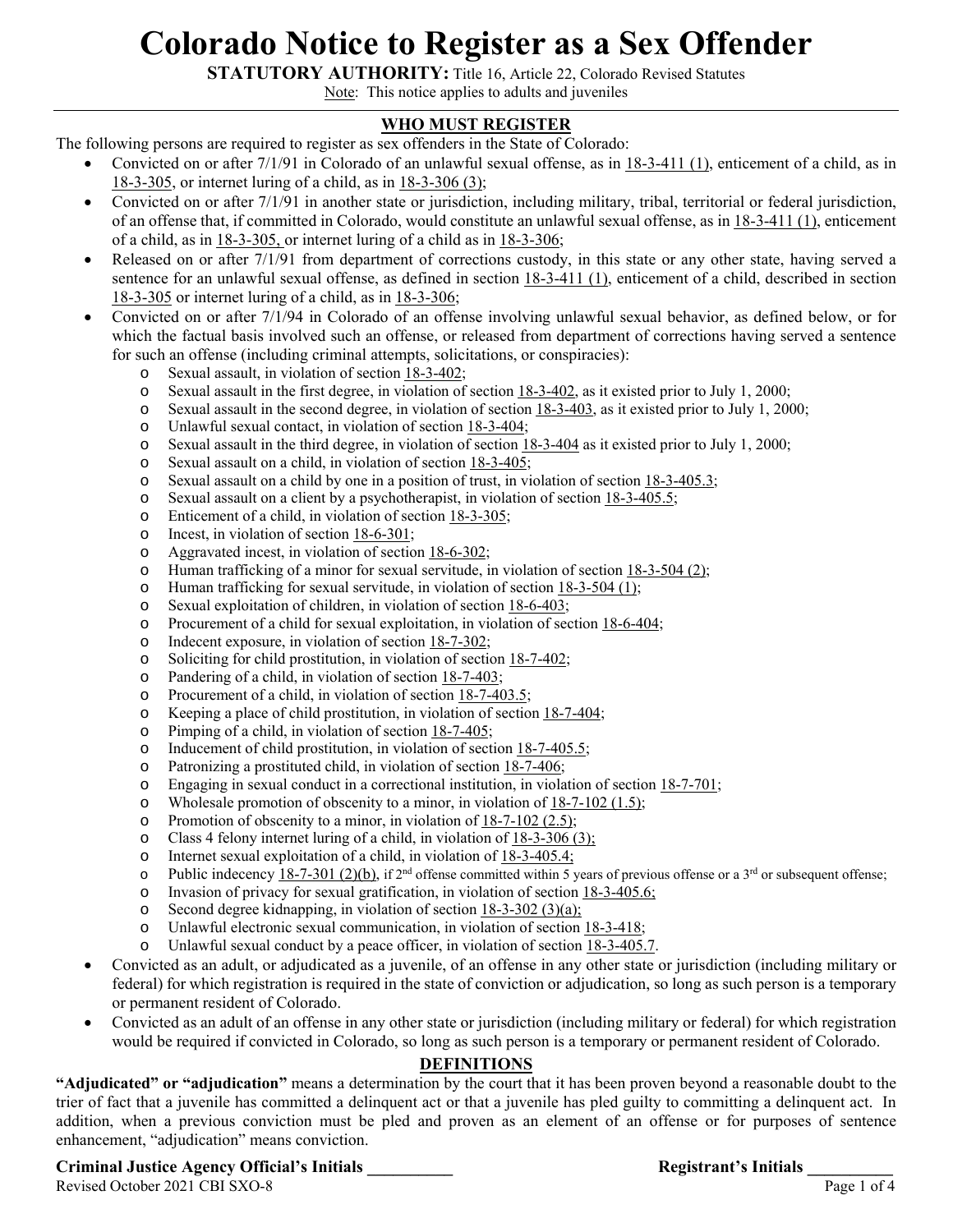# Colorado Notice to Register as a Sex Offender

**STATUTORY AUTHORITY:** Title 16, Article 22, Colorado Revised Statutes

Note: This notice applies to adults and juveniles

## WHO MUST REGISTER

The following persons are required to register as sex offenders in the State of Colorado:

- Convicted on or after 7/1/91 in Colorado of an unlawful sexual offense, as in 18-3-411 (1), enticement of a child, as in 18-3-305, or internet luring of a child, as in 18-3-306 (3);
- Convicted on or after 7/1/91 in another state or jurisdiction, including military, tribal, territorial or federal jurisdiction, of an offense that, if committed in Colorado, would constitute an unlawful sexual offense, as in 18-3-411 (1), enticement of a child, as in 18-3-305, or internet luring of a child as in 18-3-306;
- Released on or after 7/1/91 from department of corrections custody, in this state or any other state, having served a sentence for an unlawful sexual offense, as defined in section 18-3-411 (1), enticement of a child, described in section 18-3-305 or internet luring of a child, as in 18-3-306;
- Convicted on or after 7/1/94 in Colorado of an offense involving unlawful sexual behavior, as defined below, or for which the factual basis involved such an offense, or released from department of corrections having served a sentence for such an offense (including criminal attempts, solicitations, or conspiracies):
  - Sexual assault, in violation of section 18-3-402;
  - Sexual assault in the first degree, in violation of section 18-3-402, as it existed prior to July 1, 2000;
  - Sexual assault in the second degree, in violation of section 18-3-403, as it existed prior to July 1, 2000;
  - Unlawful sexual contact, in violation of section 18-3-404;
  - Sexual assault in the third degree, in violation of section 18-3-404 as it existed prior to July 1, 2000;
  - Sexual assault on a child, in violation of section 18-3-405;
  - Sexual assault on a child by one in a position of trust, in violation of section 18-3-405.3;
  - Sexual assault on a client by a psychotherapist, in violation of section 18-3-405.5;
  - Enticement of a child, in violation of section 18-3-305;
  - Incest, in violation of section 18-6-301;
  - Aggravated incest, in violation of section 18-6-302;
  - Human trafficking of a minor for sexual servitude, in violation of section 18-3-504 (2);
  - Human trafficking for sexual servitude, in violation of section 18-3-504 (1);
  - Sexual exploitation of children, in violation of section 18-6-403;
  - Procurement of a child for sexual exploitation, in violation of section 18-6-404;
  - Indecent exposure, in violation of section 18-7-302;
  - Soliciting for child prostitution, in violation of section 18-7-402;
  - Pandering of a child, in violation of section 18-7-403;
  - Procurement of a child, in violation of section 18-7-403.5;
  - Keeping a place of child prostitution, in violation of section 18-7-404;
  - Pimping of a child, in violation of section 18-7-405;
  - Inducement of child prostitution, in violation of section 18-7-405.5;
  - Patronizing a prostituted child, in violation of section 18-7-406;
  - Engaging in sexual conduct in a correctional institution, in violation of section 18-7-701;
  - Wholesale promotion of obscenity to a minor, in violation of 18-7-102 (1.5);
  - Promotion of obscenity to a minor, in violation of 18-7-102 (2.5);
  - Class 4 felony internet luring of a child, in violation of 18-3-306 (3);
  - Internet sexual exploitation of a child, in violation of 18-3-405.4;
  - Public indecency 18-7-301 (2)(b), if 2nd offense committed within 5 years of previous offense or a 3rd or subsequent offense;
  - Invasion of privacy for sexual gratification, in violation of section 18-3-405.6;
  - Second degree kidnapping, in violation of section 18-3-302 (3)(a);
  - Unlawful electronic sexual communication, in violation of section 18-3-418;
  - Unlawful sexual conduct by a peace officer, in violation of section 18-3-405.7.
- Convicted as an adult, or adjudicated as a juvenile, of an offense in any other state or jurisdiction (including military or federal) for which registration is required in the state of conviction or adjudication, so long as such person is a temporary or permanent resident of Colorado.
- Convicted as an adult of an offense in any other state or jurisdiction (including military or federal) for which registration would be required if convicted in Colorado, so long as such person is a temporary or permanent resident of Colorado.

## DEFINITIONS

**"Adjudicated" or "adjudication"** means a determination by the court that it has been proven beyond a reasonable doubt to the trier of fact that a juvenile has committed a delinquent act or that a juvenile has pled guilty to committing a delinquent act. In addition, when a previous conviction must be pled and proven as an element of an offense or for purposes of sentence enhancement, "adjudication" means conviction.

**Criminal Justice Agency Official's Initials __________** **Registrant's Initials __________**

Revised October 2021 CBI SXO-8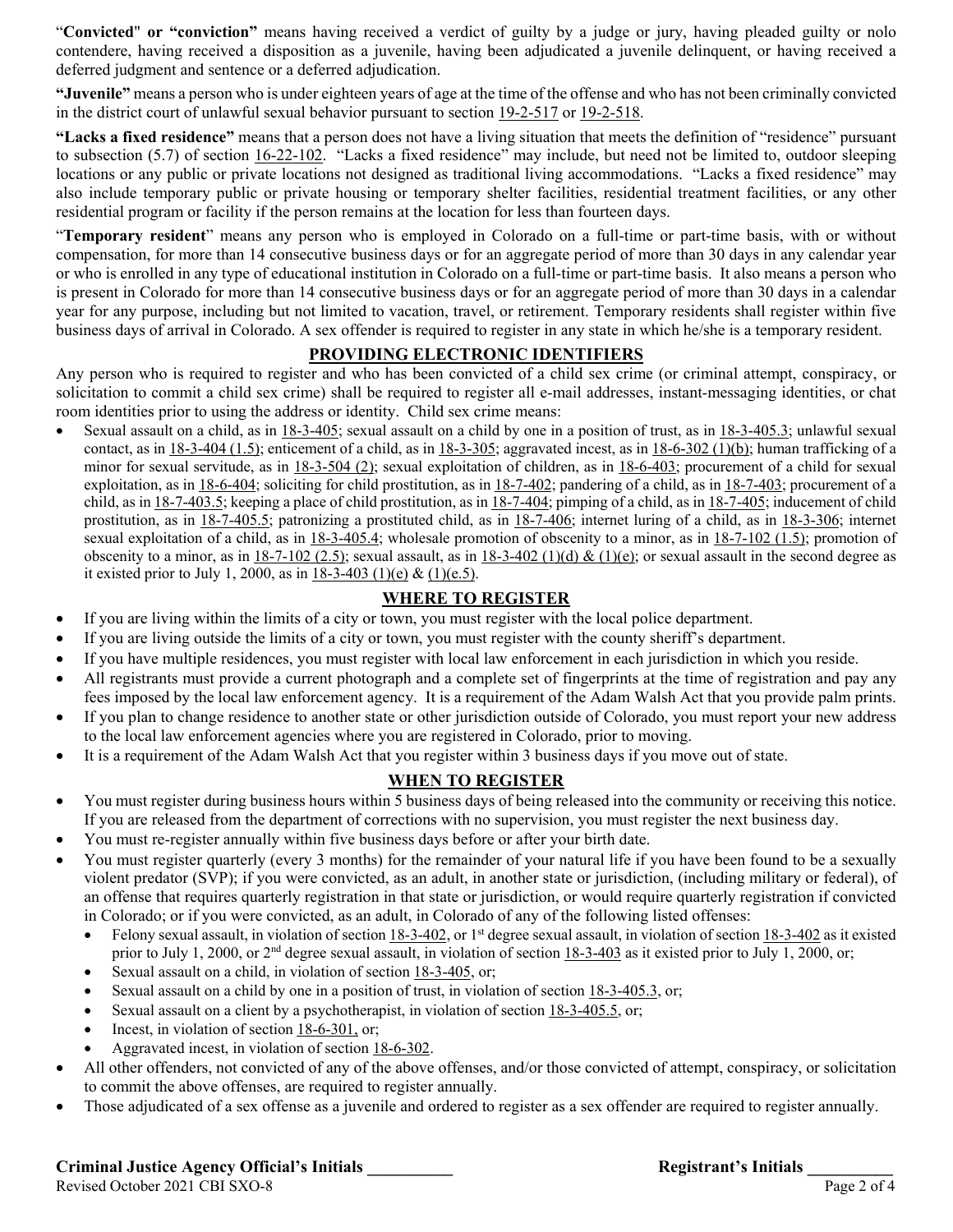"**Convicted**" **or "conviction"** means having received a verdict of guilty by a judge or jury, having pleaded guilty or nolo contendere, having received a disposition as a juvenile, having been adjudicated a juvenile delinquent, or having received a deferred judgment and sentence or a deferred adjudication.

**"Juvenile"** means a person who is under eighteen years of age at the time of the offense and who has not been criminally convicted in the district court of unlawful sexual behavior pursuant to section 19-2-517 or 19-2-518.

**"Lacks a fixed residence"** means that a person does not have a living situation that meets the definition of "residence" pursuant to subsection (5.7) of section 16-22-102. "Lacks a fixed residence" may include, but need not be limited to, outdoor sleeping locations or any public or private locations not designed as traditional living accommodations. "Lacks a fixed residence" may also include temporary public or private housing or temporary shelter facilities, residential treatment facilities, or any other residential program or facility if the person remains at the location for less than fourteen days.

"**Temporary resident**" means any person who is employed in Colorado on a full-time or part-time basis, with or without compensation, for more than 14 consecutive business days or for an aggregate period of more than 30 days in any calendar year or who is enrolled in any type of educational institution in Colorado on a full-time or part-time basis. It also means a person who is present in Colorado for more than 14 consecutive business days or for an aggregate period of more than 30 days in a calendar year for any purpose, including but not limited to vacation, travel, or retirement. Temporary residents shall register within five business days of arrival in Colorado. A sex offender is required to register in any state in which he/she is a temporary resident.

## PROVIDING ELECTRONIC IDENTIFIERS

Any person who is required to register and who has been convicted of a child sex crime (or criminal attempt, conspiracy, or solicitation to commit a child sex crime) shall be required to register all e-mail addresses, instant-messaging identities, or chat room identities prior to using the address or identity. Child sex crime means:

- Sexual assault on a child, as in 18-3-405; sexual assault on a child by one in a position of trust, as in 18-3-405.3; unlawful sexual contact, as in 18-3-404 (1.5); enticement of a child, as in 18-3-305; aggravated incest, as in 18-6-302 (1)(b); human trafficking of a minor for sexual servitude, as in 18-3-504 (2); sexual exploitation of children, as in 18-6-403; procurement of a child for sexual exploitation, as in 18-6-404; soliciting for child prostitution, as in 18-7-402; pandering of a child, as in 18-7-403; procurement of a child, as in 18-7-403.5; keeping a place of child prostitution, as in 18-7-404; pimping of a child, as in 18-7-405; inducement of child prostitution, as in 18-7-405.5; patronizing a prostituted child, as in 18-7-406; internet luring of a child, as in 18-3-306; internet sexual exploitation of a child, as in 18-3-405.4; wholesale promotion of obscenity to a minor, as in 18-7-102 (1.5); promotion of obscenity to a minor, as in 18-7-102 (2.5); sexual assault, as in 18-3-402 (1)(d) & (1)(e); or sexual assault in the second degree as it existed prior to July 1, 2000, as in 18-3-403 (1)(e) & (1)(e.5).

## WHERE TO REGISTER

- If you are living within the limits of a city or town, you must register with the local police department.
- If you are living outside the limits of a city or town, you must register with the county sheriff's department.
- If you have multiple residences, you must register with local law enforcement in each jurisdiction in which you reside.
- All registrants must provide a current photograph and a complete set of fingerprints at the time of registration and pay any fees imposed by the local law enforcement agency. It is a requirement of the Adam Walsh Act that you provide palm prints.
- If you plan to change residence to another state or other jurisdiction outside of Colorado, you must report your new address to the local law enforcement agencies where you are registered in Colorado, prior to moving.
- It is a requirement of the Adam Walsh Act that you register within 3 business days if you move out of state.

## WHEN TO REGISTER

- You must register during business hours within 5 business days of being released into the community or receiving this notice. If you are released from the department of corrections with no supervision, you must register the next business day.
- You must re-register annually within five business days before or after your birth date.
- You must register quarterly (every 3 months) for the remainder of your natural life if you have been found to be a sexually violent predator (SVP); if you were convicted, as an adult, in another state or jurisdiction, (including military or federal), of an offense that requires quarterly registration in that state or jurisdiction, or would require quarterly registration if convicted in Colorado; or if you were convicted, as an adult, in Colorado of any of the following listed offenses:
  - Felony sexual assault, in violation of section 18-3-402, or 1st degree sexual assault, in violation of section 18-3-402 as it existed prior to July 1, 2000, or 2nd degree sexual assault, in violation of section 18-3-403 as it existed prior to July 1, 2000, or;
  - Sexual assault on a child, in violation of section 18-3-405, or;
  - Sexual assault on a child by one in a position of trust, in violation of section 18-3-405.3, or;
  - Sexual assault on a client by a psychotherapist, in violation of section 18-3-405.5, or;
  - Incest, in violation of section 18-6-301, or;
  - Aggravated incest, in violation of section 18-6-302.
- All other offenders, not convicted of any of the above offenses, and/or those convicted of attempt, conspiracy, or solicitation to commit the above offenses, are required to register annually.
- Those adjudicated of a sex offense as a juvenile and ordered to register as a sex offender are required to register annually.

**Criminal Justice Agency Official's Initials __________** **Registrant's Initials __________**

Revised October 2021 CBI SXO-8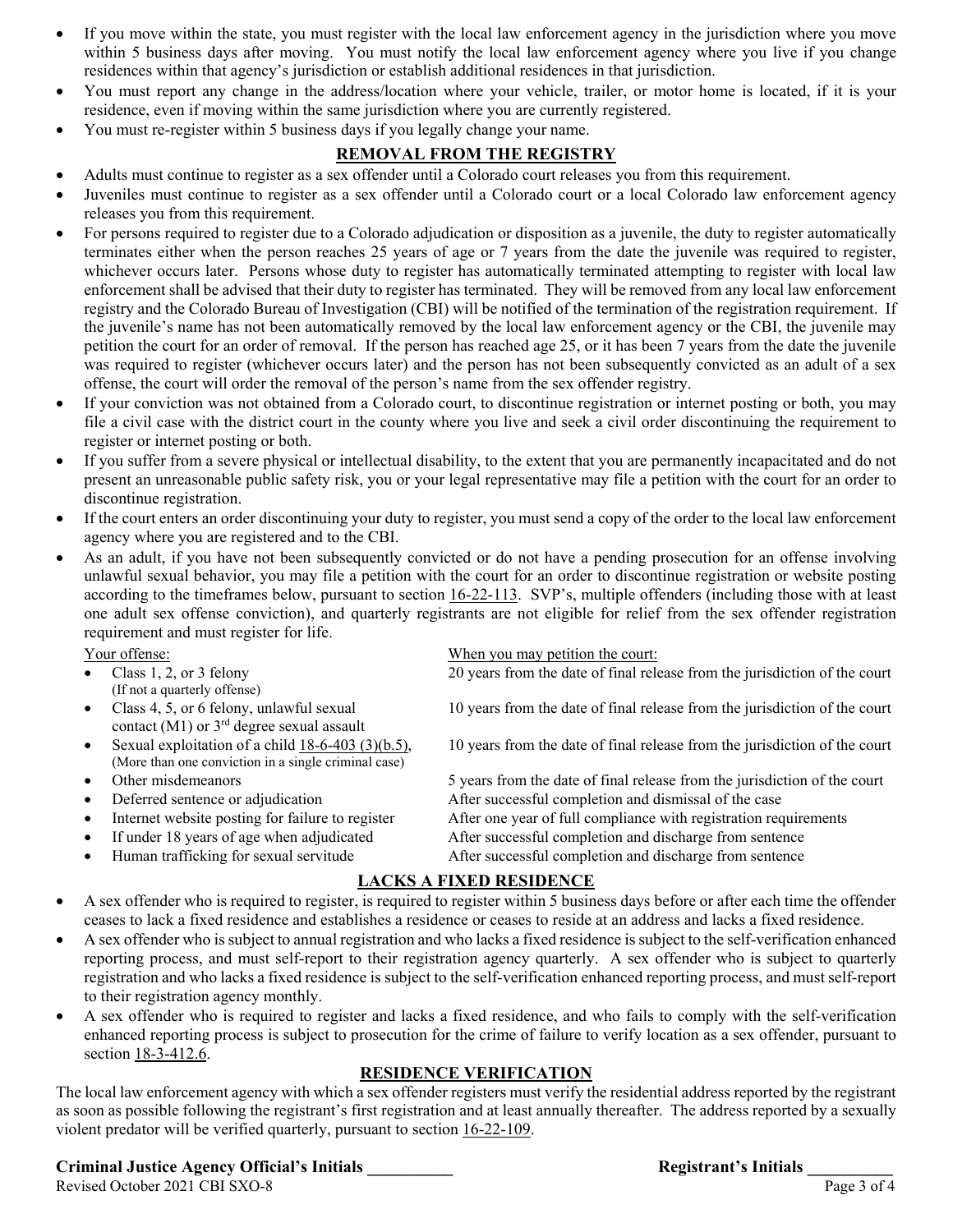- If you move within the state, you must register with the local law enforcement agency in the jurisdiction where you move within 5 business days after moving. You must notify the local law enforcement agency where you live if you change residences within that agency's jurisdiction or establish additional residences in that jurisdiction.
- You must report any change in the address/location where your vehicle, trailer, or motor home is located, if it is your residence, even if moving within the same jurisdiction where you are currently registered.
- You must re-register within 5 business days if you legally change your name.

## REMOVAL FROM THE REGISTRY

- Adults must continue to register as a sex offender until a Colorado court releases you from this requirement.
- Juveniles must continue to register as a sex offender until a Colorado court or a local Colorado law enforcement agency releases you from this requirement.
- For persons required to register due to a Colorado adjudication or disposition as a juvenile, the duty to register automatically terminates either when the person reaches 25 years of age or 7 years from the date the juvenile was required to register, whichever occurs later. Persons whose duty to register has automatically terminated attempting to register with local law enforcement shall be advised that their duty to register has terminated. They will be removed from any local law enforcement registry and the Colorado Bureau of Investigation (CBI) will be notified of the termination of the registration requirement. If the juvenile's name has not been automatically removed by the local law enforcement agency or the CBI, the juvenile may petition the court for an order of removal. If the person has reached age 25, or it has been 7 years from the date the juvenile was required to register (whichever occurs later) and the person has not been subsequently convicted as an adult of a sex offense, the court will order the removal of the person's name from the sex offender registry.
- If your conviction was not obtained from a Colorado court, to discontinue registration or internet posting or both, you may file a civil case with the district court in the county where you live and seek a civil order discontinuing the requirement to register or internet posting or both.
- If you suffer from a severe physical or intellectual disability, to the extent that you are permanently incapacitated and do not present an unreasonable public safety risk, you or your legal representative may file a petition with the court for an order to discontinue registration.
- If the court enters an order discontinuing your duty to register, you must send a copy of the order to the local law enforcement agency where you are registered and to the CBI.
- As an adult, if you have not been subsequently convicted or do not have a pending prosecution for an offense involving unlawful sexual behavior, you may file a petition with the court for an order to discontinue registration or website posting according to the timeframes below, pursuant to section 16-22-113. SVP's, multiple offenders (including those with at least one adult sex offense conviction), and quarterly registrants are not eligible for relief from the sex offender registration requirement and must register for life.

| Your offense: | When you may petition the court: |
|---|---|
| Class 1, 2, or 3 felony (If not a quarterly offense) | 20 years from the date of final release from the jurisdiction of the court |
| Class 4, 5, or 6 felony, unlawful sexual contact (M1) or 3rd degree sexual assault | 10 years from the date of final release from the jurisdiction of the court |
| Sexual exploitation of a child 18-6-403 (3)(b.5), (More than one conviction in a single criminal case) | 10 years from the date of final release from the jurisdiction of the court |
| Other misdemeanors | 5 years from the date of final release from the jurisdiction of the court |
| Deferred sentence or adjudication | After successful completion and dismissal of the case |
| Internet website posting for failure to register | After one year of full compliance with registration requirements |
| If under 18 years of age when adjudicated | After successful completion and discharge from sentence |
| Human trafficking for sexual servitude | After successful completion and discharge from sentence |

## LACKS A FIXED RESIDENCE

- A sex offender who is required to register, is required to register within 5 business days before or after each time the offender ceases to lack a fixed residence and establishes a residence or ceases to reside at an address and lacks a fixed residence.
- A sex offender who is subject to annual registration and who lacks a fixed residence is subject to the self-verification enhanced reporting process, and must self-report to their registration agency quarterly. A sex offender who is subject to quarterly registration and who lacks a fixed residence is subject to the self-verification enhanced reporting process, and must self-report to their registration agency monthly.
- A sex offender who is required to register and lacks a fixed residence, and who fails to comply with the self-verification enhanced reporting process is subject to prosecution for the crime of failure to verify location as a sex offender, pursuant to section 18-3-412.6.

## RESIDENCE VERIFICATION

The local law enforcement agency with which a sex offender registers must verify the residential address reported by the registrant as soon as possible following the registrant's first registration and at least annually thereafter. The address reported by a sexually violent predator will be verified quarterly, pursuant to section 16-22-109.

**Criminal Justice Agency Official's Initials \_\_\_\_\_\_\_\_\_\_** **Registrant's Initials \_\_\_\_\_\_\_\_\_\_**

Revised October 2021 CBI SXO-8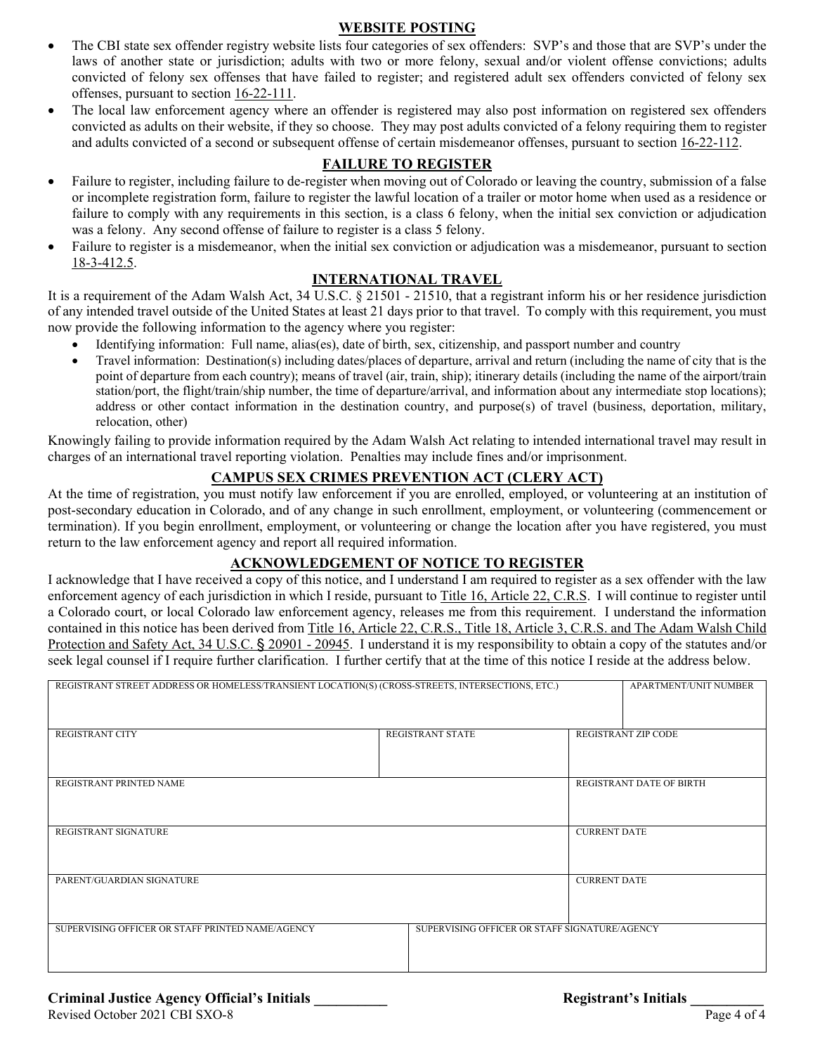## WEBSITE POSTING

- The CBI state sex offender registry website lists four categories of sex offenders: SVP's and those that are SVP's under the laws of another state or jurisdiction; adults with two or more felony, sexual and/or violent offense convictions; adults convicted of felony sex offenses that have failed to register; and registered adult sex offenders convicted of felony sex offenses, pursuant to section 16-22-111.
- The local law enforcement agency where an offender is registered may also post information on registered sex offenders convicted as adults on their website, if they so choose. They may post adults convicted of a felony requiring them to register and adults convicted of a second or subsequent offense of certain misdemeanor offenses, pursuant to section 16-22-112.

## FAILURE TO REGISTER

- Failure to register, including failure to de-register when moving out of Colorado or leaving the country, submission of a false or incomplete registration form, failure to register the lawful location of a trailer or motor home when used as a residence or failure to comply with any requirements in this section, is a class 6 felony, when the initial sex conviction or adjudication was a felony. Any second offense of failure to register is a class 5 felony.
- Failure to register is a misdemeanor, when the initial sex conviction or adjudication was a misdemeanor, pursuant to section 18-3-412.5.

## INTERNATIONAL TRAVEL

It is a requirement of the Adam Walsh Act, 34 U.S.C. § 21501 - 21510, that a registrant inform his or her residence jurisdiction of any intended travel outside of the United States at least 21 days prior to that travel. To comply with this requirement, you must now provide the following information to the agency where you register:

- Identifying information: Full name, alias(es), date of birth, sex, citizenship, and passport number and country
- Travel information: Destination(s) including dates/places of departure, arrival and return (including the name of city that is the point of departure from each country); means of travel (air, train, ship); itinerary details (including the name of the airport/train station/port, the flight/train/ship number, the time of departure/arrival, and information about any intermediate stop locations); address or other contact information in the destination country, and purpose(s) of travel (business, deportation, military, relocation, other)

Knowingly failing to provide information required by the Adam Walsh Act relating to intended international travel may result in charges of an international travel reporting violation. Penalties may include fines and/or imprisonment.

## CAMPUS SEX CRIMES PREVENTION ACT (CLERY ACT)

At the time of registration, you must notify law enforcement if you are enrolled, employed, or volunteering at an institution of post-secondary education in Colorado, and of any change in such enrollment, employment, or volunteering (commencement or termination). If you begin enrollment, employment, or volunteering or change the location after you have registered, you must return to the law enforcement agency and report all required information.

## ACKNOWLEDGEMENT OF NOTICE TO REGISTER

I acknowledge that I have received a copy of this notice, and I understand I am required to register as a sex offender with the law enforcement agency of each jurisdiction in which I reside, pursuant to Title 16, Article 22, C.R.S. I will continue to register until a Colorado court, or local Colorado law enforcement agency, releases me from this requirement. I understand the information contained in this notice has been derived from Title 16, Article 22, C.R.S., Title 18, Article 3, C.R.S. and The Adam Walsh Child Protection and Safety Act, 34 U.S.C. § 20901 - 20945. I understand it is my responsibility to obtain a copy of the statutes and/or seek legal counsel if I require further clarification. I further certify that at the time of this notice I reside at the address below.

| | | |
|---|---|---|
| REGISTRANT STREET ADDRESS OR HOMELESS/TRANSIENT LOCATION(S) (CROSS-STREETS, INTERSECTIONS, ETC.) | | APARTMENT/UNIT NUMBER |
| REGISTRANT CITY | REGISTRANT STATE | REGISTRANT ZIP CODE |
| REGISTRANT PRINTED NAME | | REGISTRANT DATE OF BIRTH |
| REGISTRANT SIGNATURE | | CURRENT DATE |
| PARENT/GUARDIAN SIGNATURE | | CURRENT DATE |
| SUPERVISING OFFICER OR STAFF PRINTED NAME/AGENCY | SUPERVISING OFFICER OR STAFF SIGNATURE/AGENCY | |

**Criminal Justice Agency Official's Initials __________** **Registrant's Initials __________**

Revised October 2021 CBI SXO-8